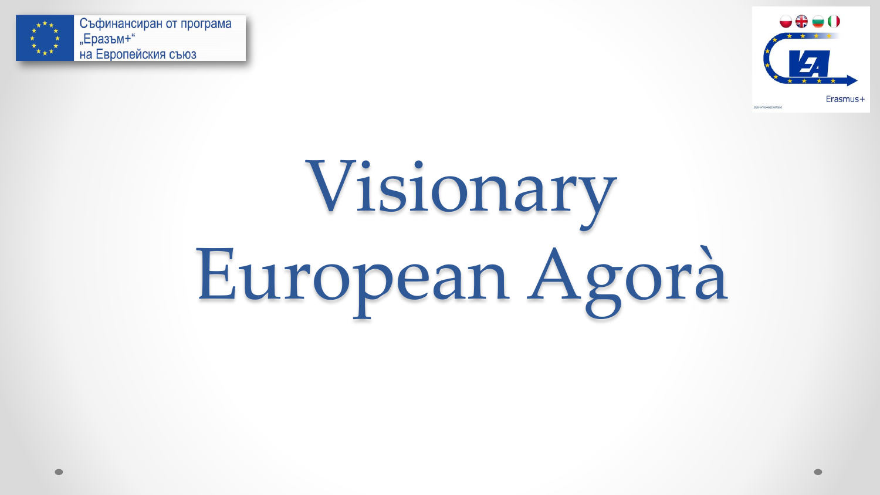Съфинансиран от програма „Еразъм+“ на Европейския съюз

Erasmus+

# Visionary European Agorà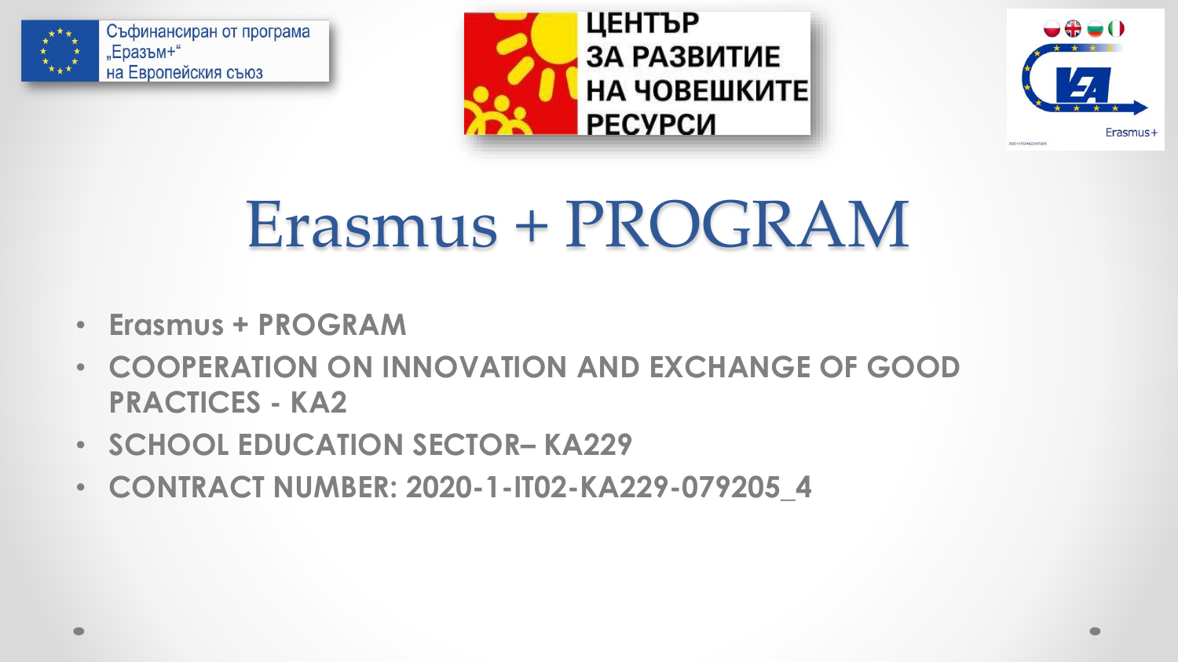Съфинансиран от програма „Еразъм+“ на Европейския съюз

ЦЕНТЪР ЗА РАЗВИТИЕ НА ЧОВЕШКИТЕ РЕСУРСИ

Erasmus+

# Erasmus + PROGRAM

- **Erasmus + PROGRAM**
- **COOPERATION ON INNOVATION AND EXCHANGE OF GOOD PRACTICES - KA2**
- **SCHOOL EDUCATION SECTOR– KA229**
- **CONTRACT NUMBER: 2020-1-IT02-KA229-079205_4**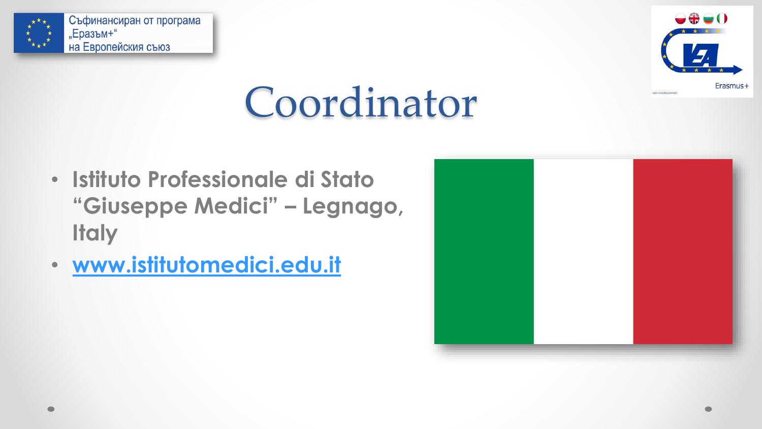Съфинансиран от програма „Еразъм+“ на Европейския съюз

# Coordinator

- **Istituto Professionale di Stato “Giuseppe Medici” – Legnago, Italy**
- **[www.istitutomedici.edu.it](http://www.istitutomedici.edu.it)**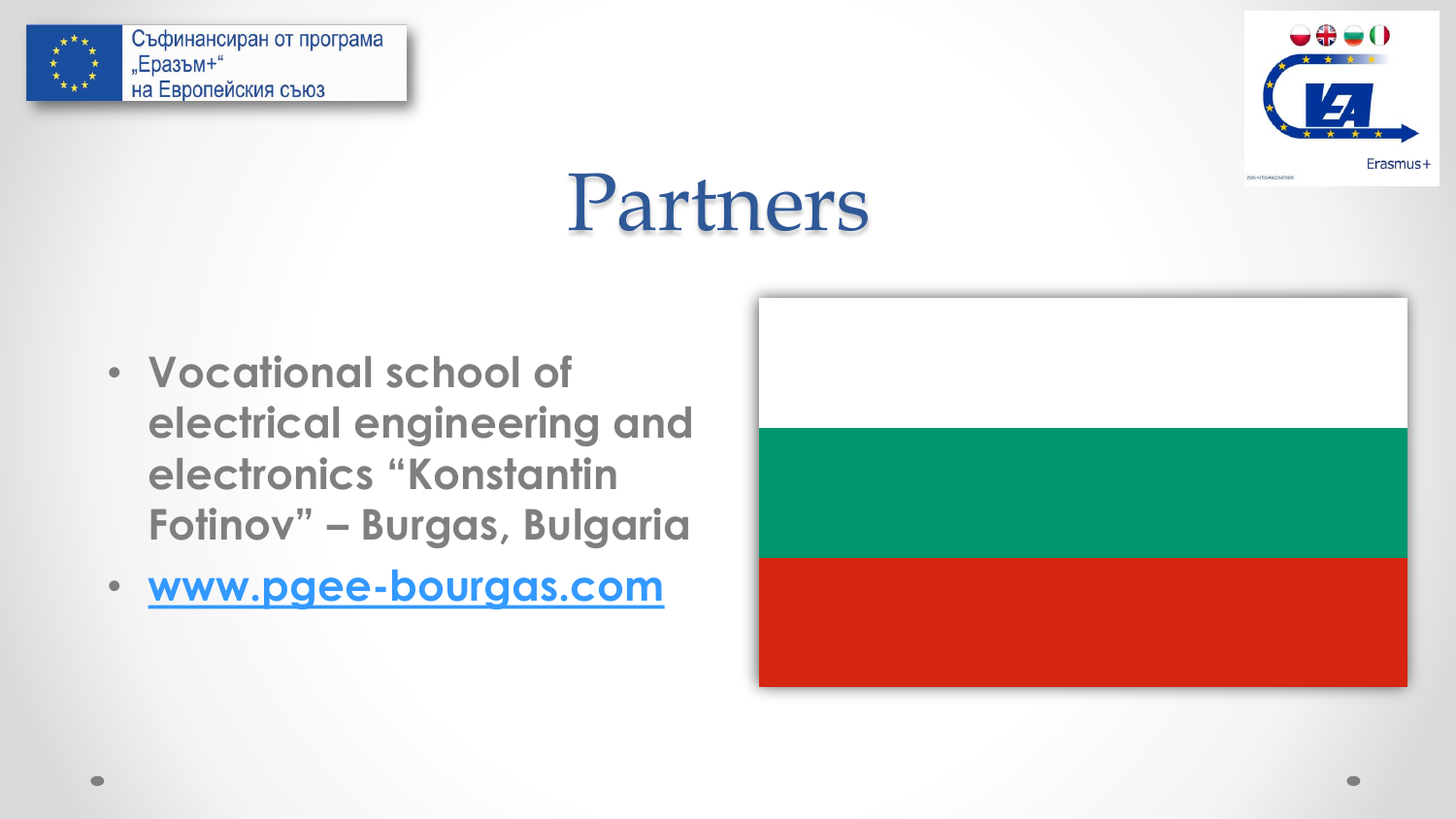Съфинансиран от програма „Еразъм+“ на Европейския съюз

# Partners

- **Vocational school of electrical engineering and electronics “Konstantin Fotinov” – Burgas, Bulgaria**
- **www.pgee-bourgas.com**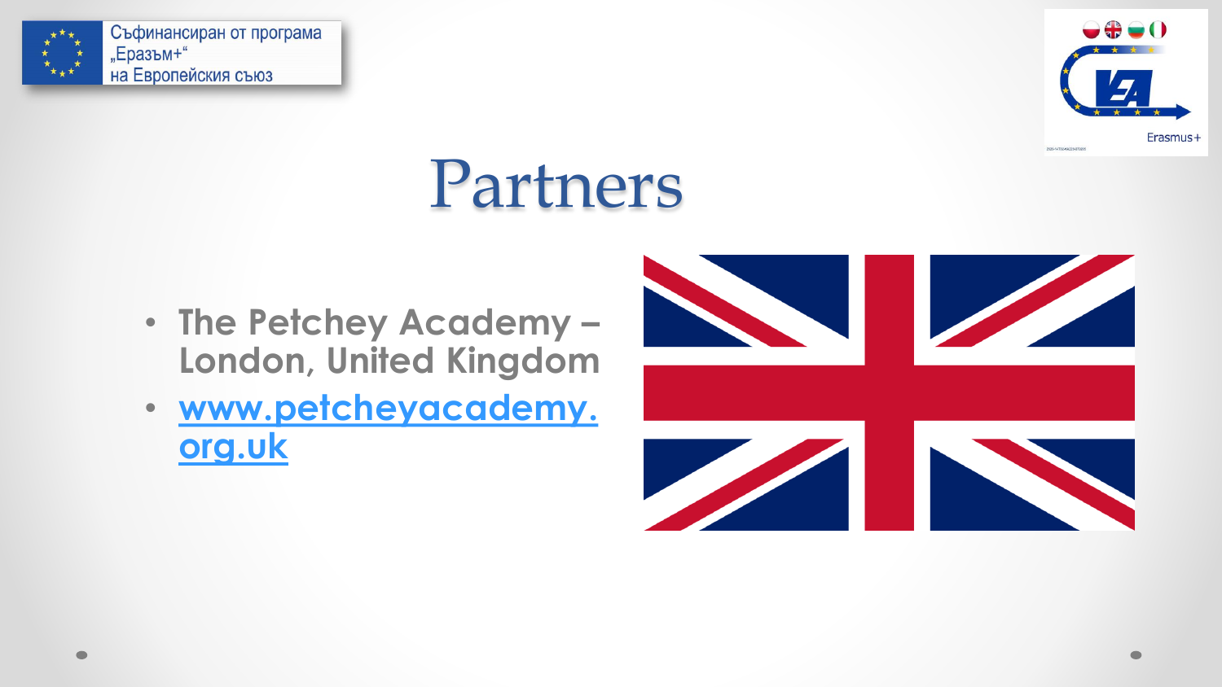Съфинансиран от програма „Еразъм+“ на Европейския съюз

# Partners

- **The Petchey Academy – London, United Kingdom**
- **www.petcheyacademy.org.uk**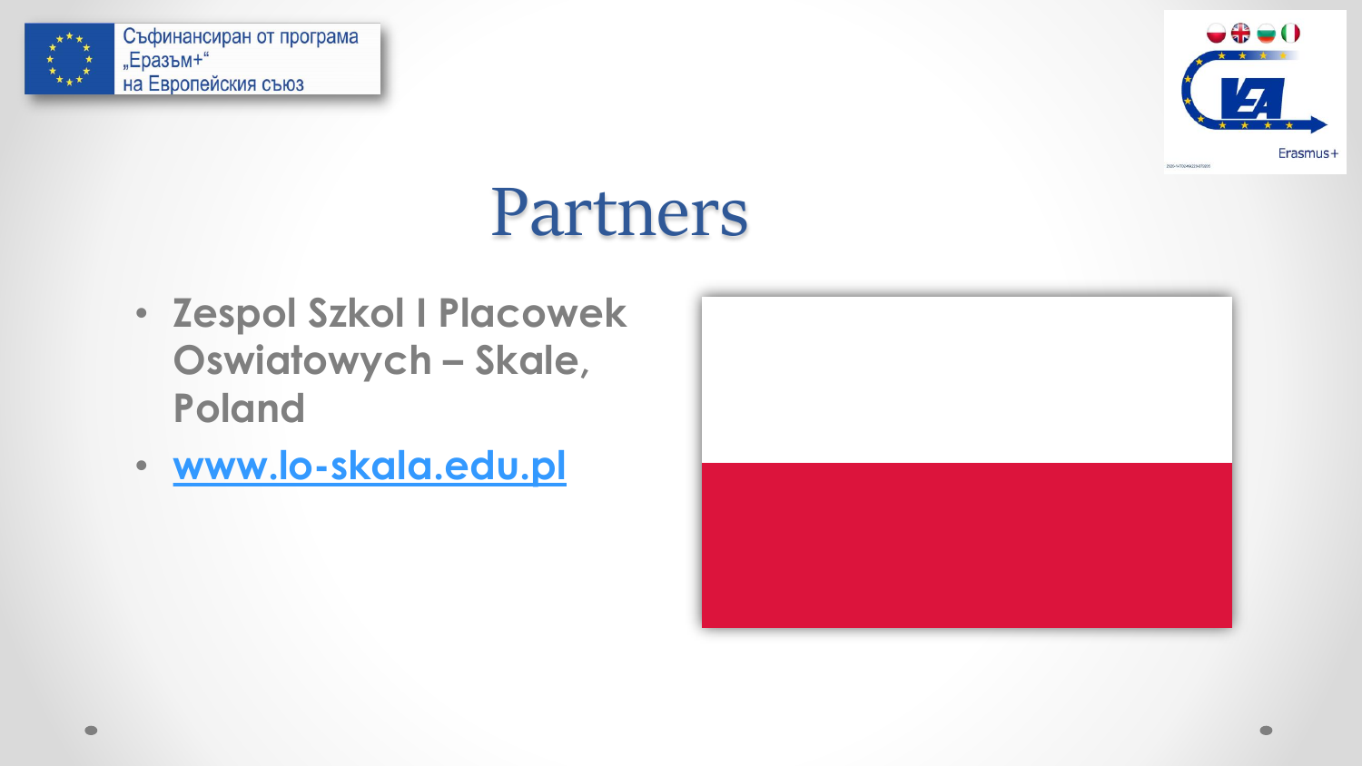Съфинансиран от програма „Еразъм+“ на Европейския съюз

# Partners

- **Zespol Szkol I Placowek Oswiatowych – Skale, Poland**
- **www.lo-skala.edu.pl**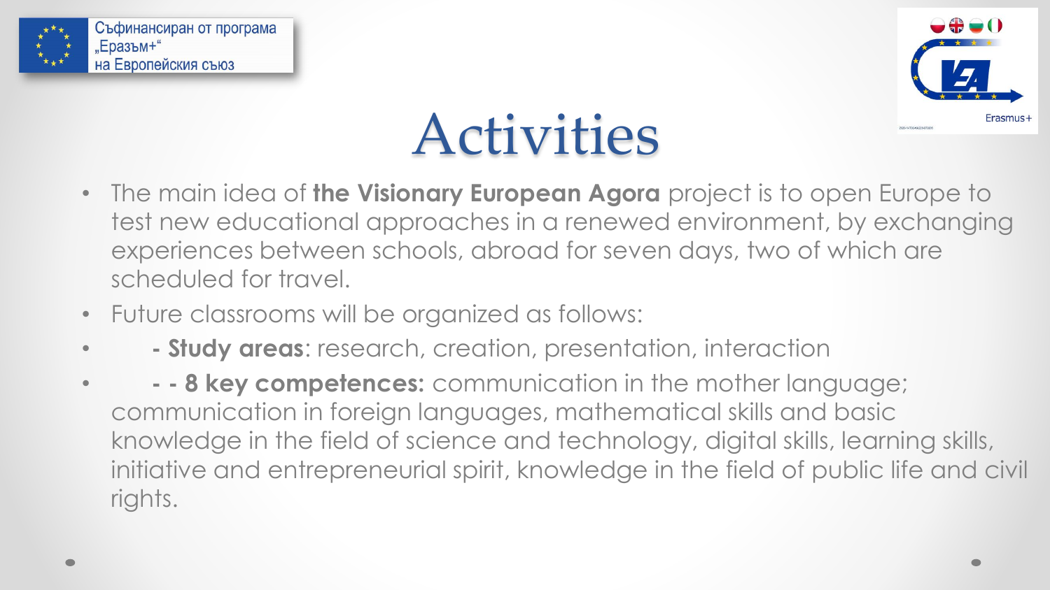Съфинансиран от програма „Еразъм+“ на Европейския съюз

# Activities

- The main idea of **the Visionary European Agora** project is to open Europe to test new educational approaches in a renewed environment, by exchanging experiences between schools, abroad for seven days, two of which are scheduled for travel.
- Future classrooms will be organized as follows:
- - **Study areas**: research, creation, presentation, interaction
- - - **8 key competences:** communication in the mother language; communication in foreign languages, mathematical skills and basic knowledge in the field of science and technology, digital skills, learning skills, initiative and entrepreneurial spirit, knowledge in the field of public life and civil rights.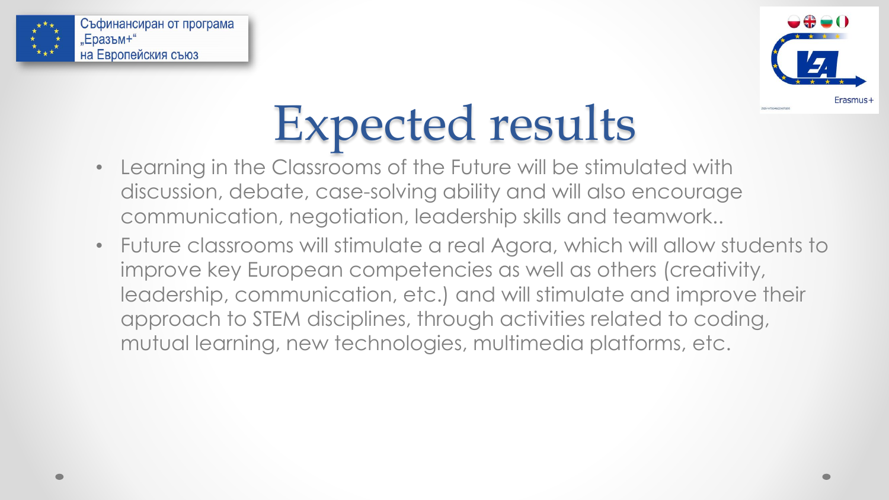Съфинансиран от програма „Еразъм+“ на Европейския съюз

# Expected results

- Learning in the Classrooms of the Future will be stimulated with discussion, debate, case-solving ability and will also encourage communication, negotiation, leadership skills and teamwork..
- Future classrooms will stimulate a real Agora, which will allow students to improve key European competencies as well as others (creativity, leadership, communication, etc.) and will stimulate and improve their approach to STEM disciplines, through activities related to coding, mutual learning, new technologies, multimedia platforms, etc.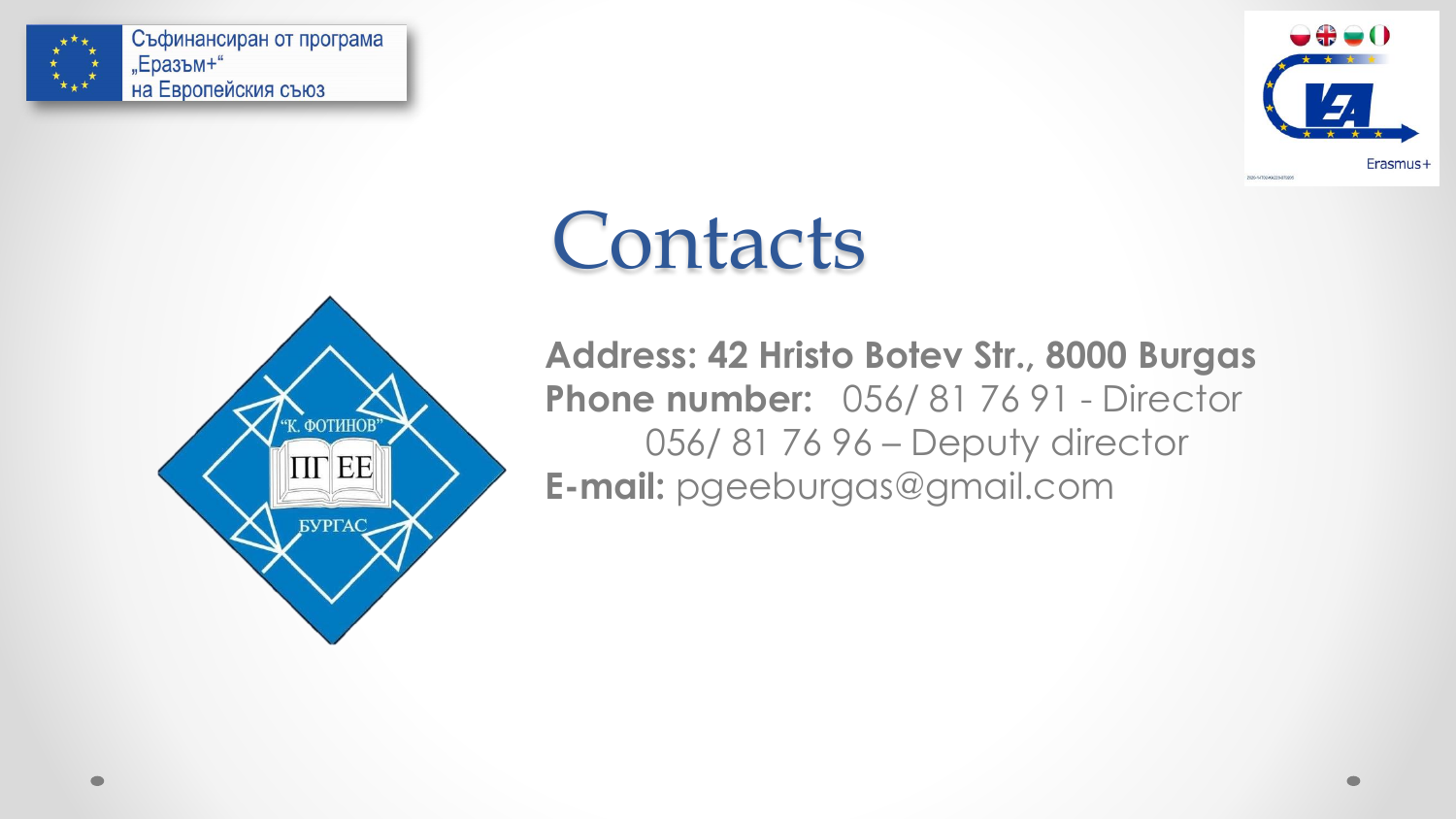Съфинансиран от програма „Еразъм+“ на Европейския съюз

# Contacts

**Address: 42 Hristo Botev Str., 8000 Burgas**

**Phone number:** 056/ 81 76 91 - Director

056/ 81 76 96 – Deputy director

**E-mail:** pgeeburgas@gmail.com